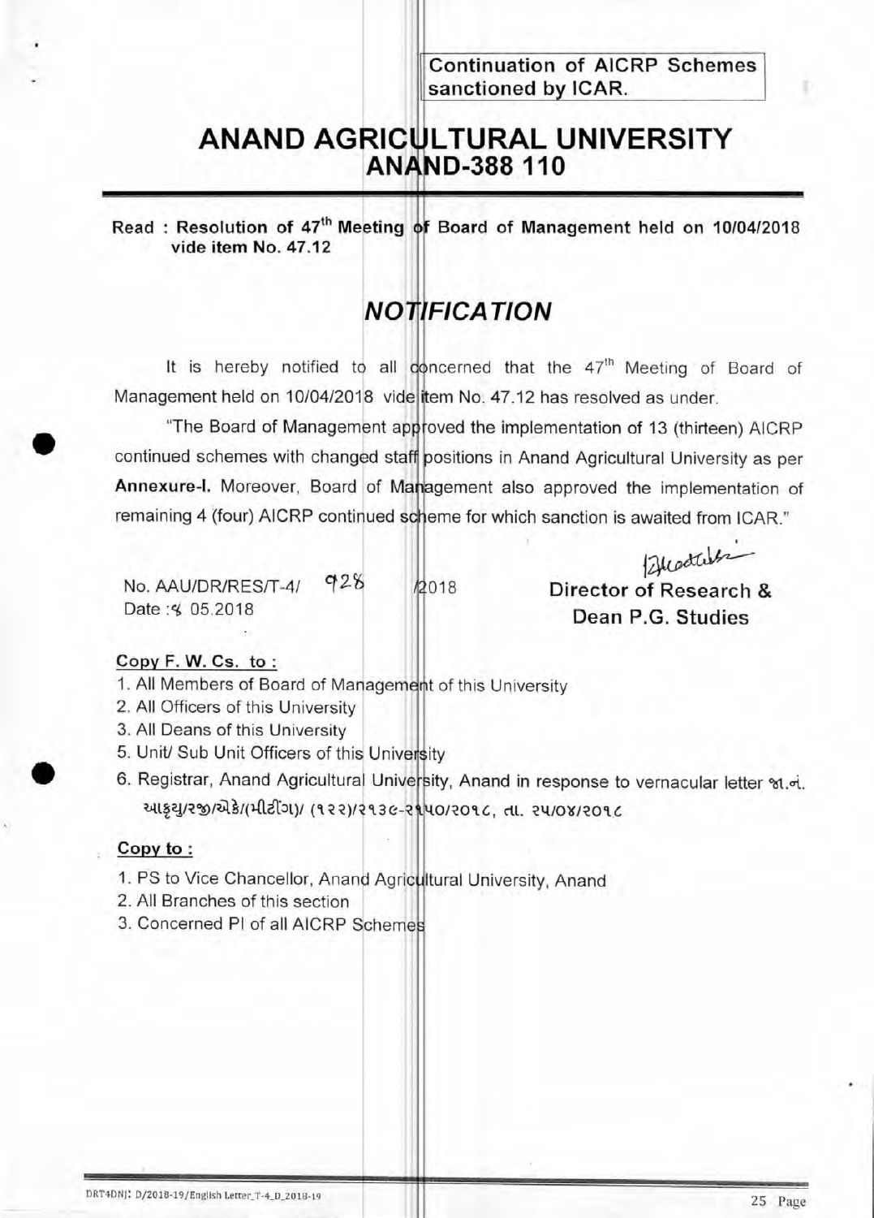Continuation of AICRP Schemes sanctioned by ICAR.

# ANAND AGRICULTURAL UNIVERSITY
## ANAND-388 110

**Read : Resolution of 47th Meeting of Board of Management held on 10/04/2018 vide item No. 47.12**

## *NOTIFICATION*

It is hereby notified to all concerned that the 47th Meeting of Board of Management held on 10/04/2018 vide item No. 47.12 has resolved as under.

"The Board of Management approved the implementation of 13 (thirteen) AICRP continued schemes with changed staff positions in Anand Agricultural University as per **Annexure-I.** Moreover, Board of Management also approved the implementation of remaining 4 (four) AICRP continued scheme for which sanction is awaited from ICAR."

No. AAU/DR/RES/T-4/ 928 /2018
Date : 4 05.2018

**Director of Research &**
**Dean P.G. Studies**

**Copy F. W. Cs. to :**

1. All Members of Board of Management of this University
2. All Officers of this University
3. All Deans of this University
5. Unit/ Sub Unit Officers of this University
6. Registrar, Anand Agricultural University, Anand in response to vernacular letter જા.નં. આકૃયુ/રજી/એકે/(મીટીંગ)/ (૧૨૨)/૨૧૩૯-૨૧૫૦/૨૦૧૮, તા. ૨૫/૦૪/૨૦૧૮

**Copy to :**

1. PS to Vice Chancellor, Anand Agricultural University, Anand
2. All Branches of this section
3. Concerned PI of all AICRP Schemes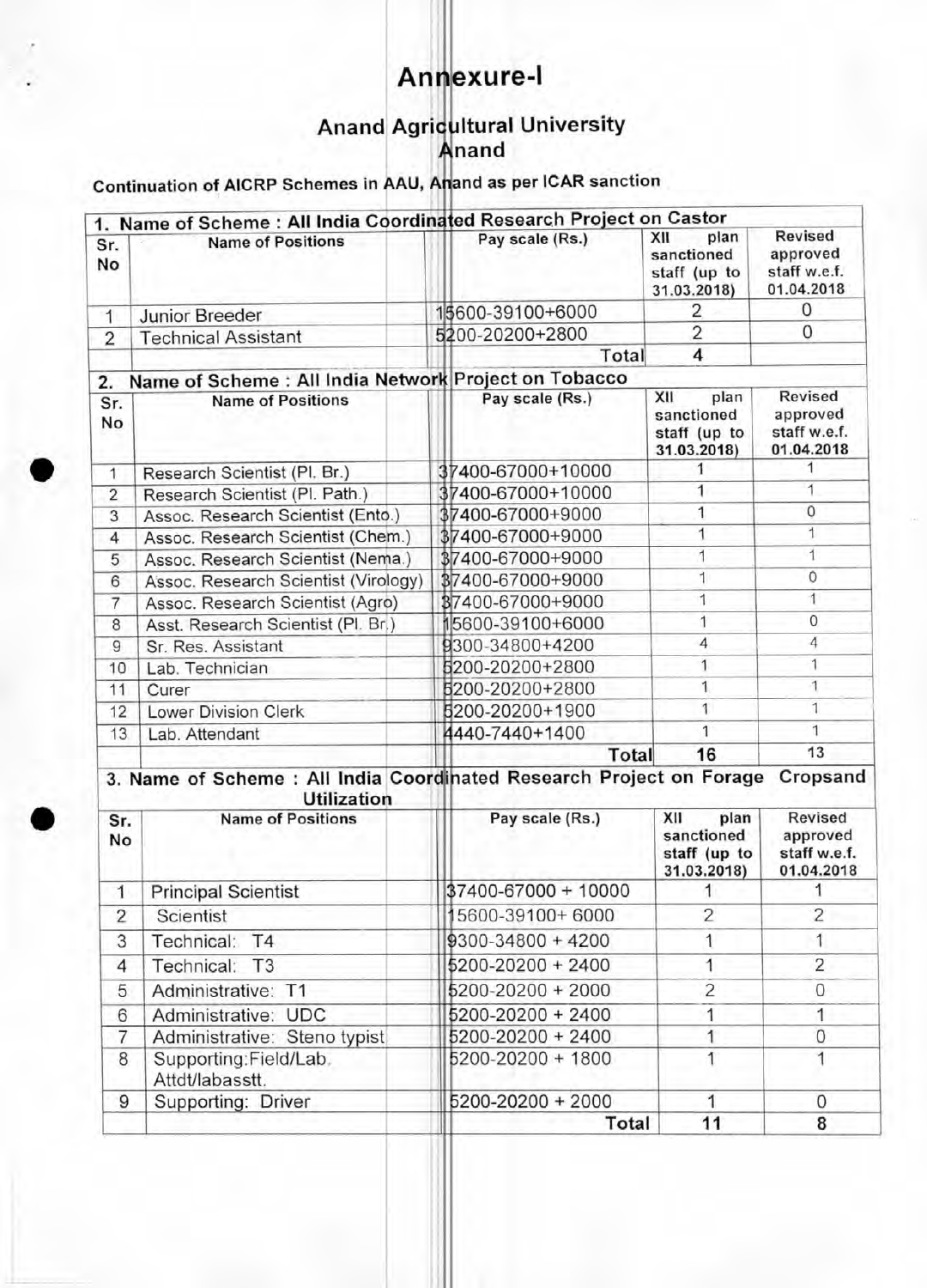# Annexure-I

## Anand Agricultural University
## Anand

**Continuation of AICRP Schemes in AAU, Anand as per ICAR sanction**

**1. Name of Scheme : All India Coordinated Research Project on Castor**

| Sr. No | Name of Positions | Pay scale (Rs.) | XII plan sanctioned staff (up to 31.03.2018) | Revised approved staff w.e.f. 01.04.2018 |
|---|---|---|---|---|
| 1 | Junior Breeder | 15600-39100+6000 | 2 | 0 |
| 2 | Technical Assistant | 5200-20200+2800 | 2 | 0 |
| | | Total | 4 | |

**2. Name of Scheme : All India Network Project on Tobacco**

| Sr. No | Name of Positions | Pay scale (Rs.) | XII plan sanctioned staff (up to 31.03.2018) | Revised approved staff w.e.f. 01.04.2018 |
|---|---|---|---|---|
| 1 | Research Scientist (Pl. Br.) | 37400-67000+10000 | 1 | 1 |
| 2 | Research Scientist (Pl. Path.) | 37400-67000+10000 | 1 | 1 |
| 3 | Assoc. Research Scientist (Ento.) | 37400-67000+9000 | 1 | 0 |
| 4 | Assoc. Research Scientist (Chem.) | 37400-67000+9000 | 1 | 1 |
| 5 | Assoc. Research Scientist (Nema.) | 37400-67000+9000 | 1 | 1 |
| 6 | Assoc. Research Scientist (Virology) | 37400-67000+9000 | 1 | 0 |
| 7 | Assoc. Research Scientist (Agro) | 37400-67000+9000 | 1 | 1 |
| 8 | Asst. Research Scientist (Pl. Br.) | 15600-39100+6000 | 1 | 0 |
| 9 | Sr. Res. Assistant | 9300-34800+4200 | 4 | 4 |
| 10 | Lab. Technician | 5200-20200+2800 | 1 | 1 |
| 11 | Curer | 5200-20200+2800 | 1 | 1 |
| 12 | Lower Division Clerk | 5200-20200+1900 | 1 | 1 |
| 13 | Lab. Attendant | 4440-7440+1400 | 1 | 1 |
| | | Total | 16 | 13 |

**3. Name of Scheme : All India Coordinated Research Project on Forage Cropsand Utilization**

| Sr. No | Name of Positions | Pay scale (Rs.) | XII plan sanctioned staff (up to 31.03.2018) | Revised approved staff w.e.f. 01.04.2018 |
|---|---|---|---|---|
| 1 | Principal Scientist | 37400-67000 + 10000 | 1 | 1 |
| 2 | Scientist | 15600-39100+ 6000 | 2 | 2 |
| 3 | Technical: T4 | 9300-34800 + 4200 | 1 | 1 |
| 4 | Technical: T3 | 5200-20200 + 2400 | 1 | 2 |
| 5 | Administrative: T1 | 5200-20200 + 2000 | 2 | 0 |
| 6 | Administrative: UDC | 5200-20200 + 2400 | 1 | 1 |
| 7 | Administrative: Steno typist | 5200-20200 + 2400 | 1 | 0 |
| 8 | Supporting:Field/Lab. Attdt/labasstt. | 5200-20200 + 1800 | 1 | 1 |
| 9 | Supporting: Driver | 5200-20200 + 2000 | 1 | 0 |
| | | Total | 11 | 8 |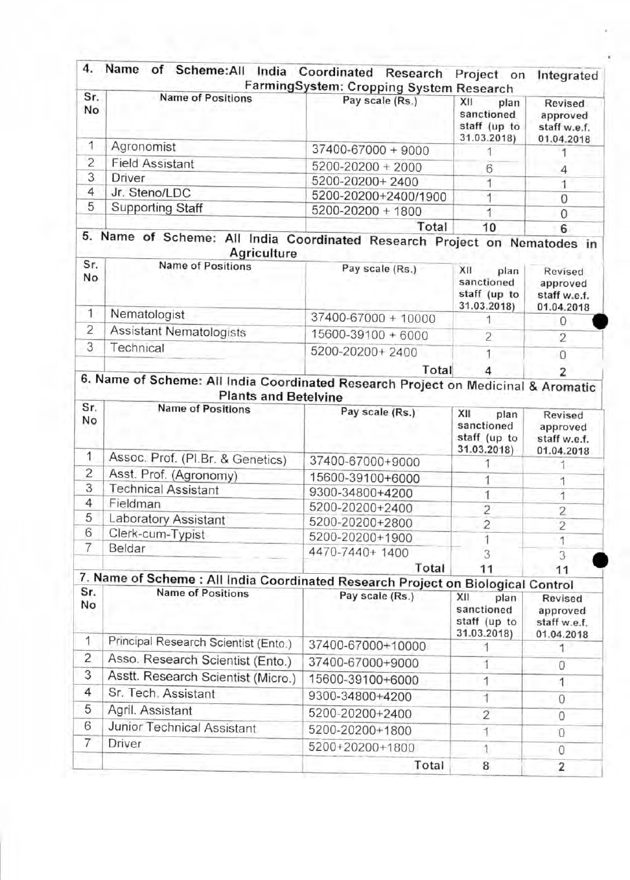**4. Name of Scheme:All India Coordinated Research Project on Integrated FarmingSystem: Cropping System Research**

| Sr. No | Name of Positions | Pay scale (Rs.) | XII plan sanctioned staff (up to 31.03.2018) | Revised approved staff w.e.f. 01.04.2018 |
|---|---|---|---|---|
| 1 | Agronomist | 37400-67000 + 9000 | 1 | 1 |
| 2 | Field Assistant | 5200-20200 + 2000 | 6 | 4 |
| 3 | Driver | 5200-20200+ 2400 | 1 | 1 |
| 4 | Jr. Steno/LDC | 5200-20200+2400/1900 | 1 | 0 |
| 5 | Supporting Staff | 5200-20200 + 1800 | 1 | 0 |
| | | Total | 10 | 6 |

**5. Name of Scheme: All India Coordinated Research Project on Nematodes in Agriculture**

| Sr. No | Name of Positions | Pay scale (Rs.) | XII plan sanctioned staff (up to 31.03.2018) | Revised approved staff w.e.f. 01.04.2018 |
|---|---|---|---|---|
| 1 | Nematologist | 37400-67000 + 10000 | 1 | 0 |
| 2 | Assistant Nematologists | 15600-39100 + 6000 | 2 | 2 |
| 3 | Technical | 5200-20200+ 2400 | 1 | 0 |
| | | Total | 4 | 2 |

**6. Name of Scheme: All India Coordinated Research Project on Medicinal & Aromatic Plants and Betelvine**

| Sr. No | Name of Positions | Pay scale (Rs.) | XII plan sanctioned staff (up to 31.03.2018) | Revised approved staff w.e.f. 01.04.2018 |
|---|---|---|---|---|
| 1 | Assoc. Prof. (Pl.Br. & Genetics) | 37400-67000+9000 | 1 | 1 |
| 2 | Asst. Prof. (Agronomy) | 15600-39100+6000 | 1 | 1 |
| 3 | Technical Assistant | 9300-34800+4200 | 1 | 1 |
| 4 | Fieldman | 5200-20200+2400 | 2 | 2 |
| 5 | Laboratory Assistant | 5200-20200+2800 | 2 | 2 |
| 6 | Clerk-cum-Typist | 5200-20200+1900 | 1 | 1 |
| 7 | Beldar | 4470-7440+ 1400 | 3 | 3 |
| | | Total | 11 | 11 |

**7. Name of Scheme : All India Coordinated Research Project on Biological Control**

| Sr. No | Name of Positions | Pay scale (Rs.) | XII plan sanctioned staff (up to 31.03.2018) | Revised approved staff w.e.f. 01.04.2018 |
|---|---|---|---|---|
| 1 | Principal Research Scientist (Ento.) | 37400-67000+10000 | 1 | 1 |
| 2 | Asso. Research Scientist (Ento.) | 37400-67000+9000 | 1 | 0 |
| 3 | Asstt. Research Scientist (Micro.) | 15600-39100+6000 | 1 | 1 |
| 4 | Sr. Tech. Assistant | 9300-34800+4200 | 1 | 0 |
| 5 | Agril. Assistant | 5200-20200+2400 | 2 | 0 |
| 6 | Junior Technical Assistant | 5200-20200+1800 | 1 | 0 |
| 7 | Driver | 5200+20200+1800 | 1 | 0 |
| | | Total | 8 | 2 |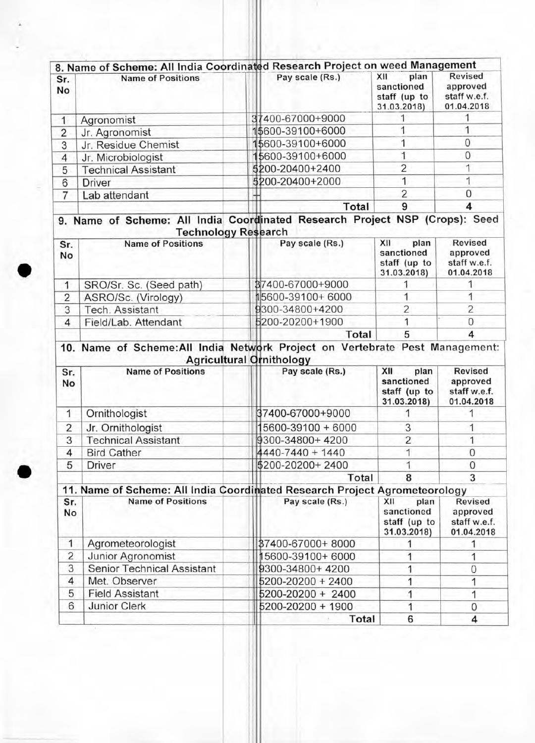## 8. Name of Scheme: All India Coordinated Research Project on weed Management

| Sr. No | Name of Positions | Pay scale (Rs.) | XII plan sanctioned staff (up to 31.03.2018) | Revised approved staff w.e.f. 01.04.2018 |
|---|---|---|---|---|
| 1 | Agronomist | 37400-67000+9000 | 1 | 1 |
| 2 | Jr. Agronomist | 15600-39100+6000 | 1 | 1 |
| 3 | Jr. Residue Chemist | 15600-39100+6000 | 1 | 0 |
| 4 | Jr. Microbiologist | 15600-39100+6000 | 1 | 0 |
| 5 | Technical Assistant | 5200-20400+2400 | 2 | 1 |
| 6 | Driver | 5200-20400+2000 | 1 | 1 |
| 7 | Lab attendant | - | 2 | 0 |
| | | Total | 9 | 4 |

## 9. Name of Scheme: All India Coordinated Research Project NSP (Crops): Seed Technology Research

| Sr. No | Name of Positions | Pay scale (Rs.) | XII plan sanctioned staff (up to 31.03.2018) | Revised approved staff w.e.f. 01.04.2018 |
|---|---|---|---|---|
| 1 | SRO/Sr. Sc. (Seed path) | 37400-67000+9000 | 1 | 1 |
| 2 | ASRO/Sc. (Virology) | 15600-39100+ 6000 | 1 | 1 |
| 3 | Tech. Assistant | 9300-34800+4200 | 2 | 2 |
| 4 | Field/Lab. Attendant | 5200-20200+1900 | 1 | 0 |
| | | Total | 5 | 4 |

## 10. Name of Scheme: All India Network Project on Vertebrate Pest Management: Agricultural Ornithology

| Sr. No | Name of Positions | Pay scale (Rs.) | XII plan sanctioned staff (up to 31.03.2018) | Revised approved staff w.e.f. 01.04.2018 |
|---|---|---|---|---|
| 1 | Ornithologist | 37400-67000+9000 | 1 | 1 |
| 2 | Jr. Ornithologist | 15600-39100 + 6000 | 3 | 1 |
| 3 | Technical Assistant | 9300-34800+ 4200 | 2 | 1 |
| 4 | Bird Cather | 4440-7440 + 1440 | 1 | 0 |
| 5 | Driver | 5200-20200+ 2400 | 1 | 0 |
| | | Total | 8 | 3 |

## 11. Name of Scheme: All India Coordinated Research Project Agrometeorology

| Sr. No | Name of Positions | Pay scale (Rs.) | XII plan sanctioned staff (up to 31.03.2018) | Revised approved staff w.e.f. 01.04.2018 |
|---|---|---|---|---|
| 1 | Agrometeorologist | 37400-67000+ 8000 | 1 | 1 |
| 2 | Junior Agronomist | 15600-39100+ 6000 | 1 | 1 |
| 3 | Senior Technical Assistant | 9300-34800+ 4200 | 1 | 0 |
| 4 | Met. Observer | 5200-20200 + 2400 | 1 | 1 |
| 5 | Field Assistant | 5200-20200 + 2400 | 1 | 1 |
| 6 | Junior Clerk | 5200-20200 + 1900 | 1 | 0 |
| | | Total | 6 | 4 |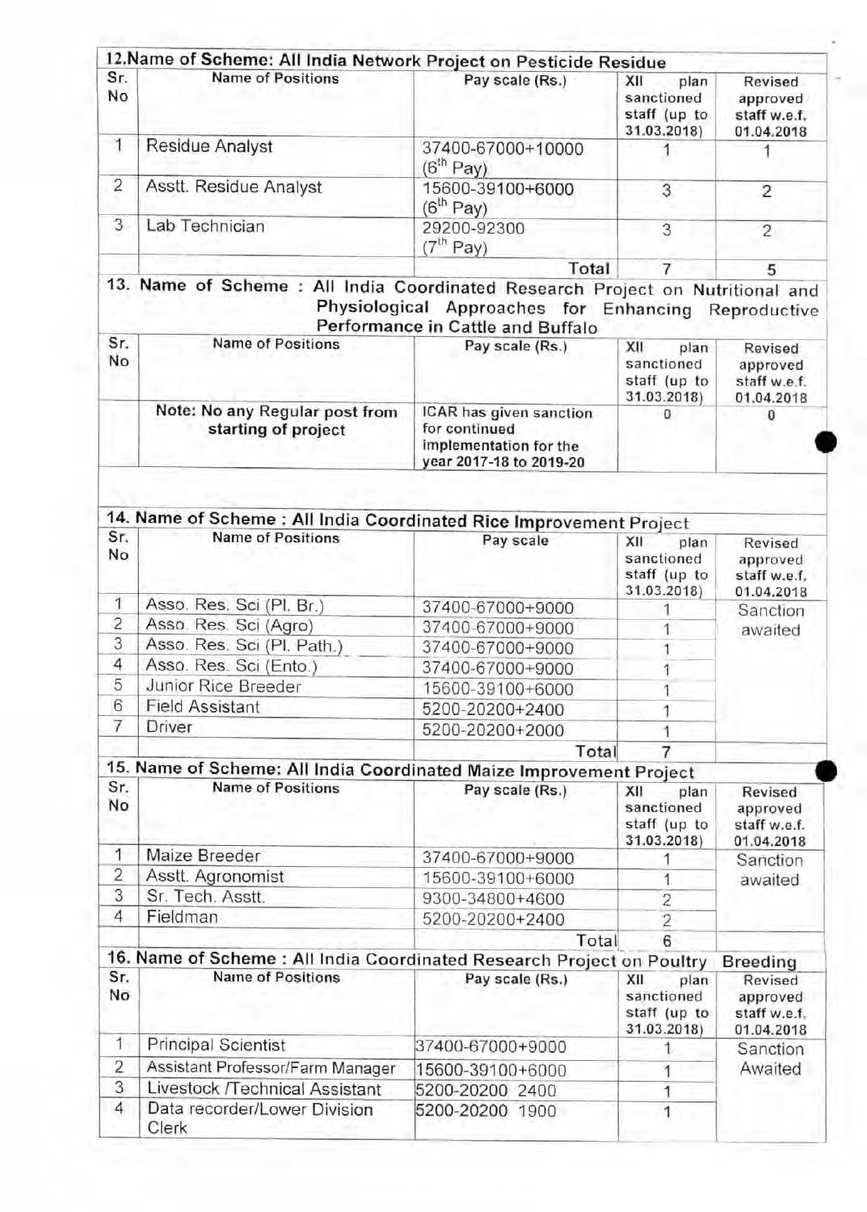**12. Name of Scheme: All India Network Project on Pesticide Residue**

| Sr. No | Name of Positions | Pay scale (Rs.) | XII plan sanctioned staff (up to 31.03.2018) | Revised approved staff w.e.f. 01.04.2018 |
|---|---|---|---|---|
| 1 | Residue Analyst | 37400-67000+10000 (6th Pay) | 1 | 1 |
| 2 | Asstt. Residue Analyst | 15600-39100+6000 (6th Pay) | 3 | 2 |
| 3 | Lab Technician | 29200-92300 (7th Pay) | 3 | 2 |
| | | Total | 7 | 5 |

**13. Name of Scheme : All India Coordinated Research Project on Nutritional and Physiological Approaches for Enhancing Reproductive Performance in Cattle and Buffalo**

| Sr. No | Name of Positions | Pay scale (Rs.) | XII plan sanctioned staff (up to 31.03.2018) | Revised approved staff w.e.f. 01.04.2018 |
|---|---|---|---|---|
| | **Note: No any Regular post from starting of project** | ICAR has given sanction for continued implementation for the year 2017-18 to 2019-20 | 0 | 0 |

**14. Name of Scheme : All India Coordinated Rice Improvement Project**

| Sr. No | Name of Positions | Pay scale | XII plan sanctioned staff (up to 31.03.2018) | Revised approved staff w.e.f. 01.04.2018 |
|---|---|---|---|---|
| 1 | Asso. Res. Sci (Pl. Br.) | 37400-67000+9000 | 1 | Sanction awaited |
| 2 | Asso. Res. Sci (Agro) | 37400-67000+9000 | 1 | |
| 3 | Asso. Res. Sci (Pl. Path.) | 37400-67000+9000 | 1 | |
| 4 | Asso. Res. Sci (Ento.) | 37400-67000+9000 | 1 | |
| 5 | Junior Rice Breeder | 15600-39100+6000 | 1 | |
| 6 | Field Assistant | 5200-20200+2400 | 1 | |
| 7 | Driver | 5200-20200+2000 | 1 | |
| | | Total | 7 | |

**15. Name of Scheme: All India Coordinated Maize Improvement Project**

| Sr. No | Name of Positions | Pay scale (Rs.) | XII plan sanctioned staff (up to 31.03.2018) | Revised approved staff w.e.f. 01.04.2018 |
|---|---|---|---|---|
| 1 | Maize Breeder | 37400-67000+9000 | 1 | Sanction awaited |
| 2 | Asstt. Agronomist | 15600-39100+6000 | 1 | |
| 3 | Sr. Tech. Asstt. | 9300-34800+4600 | 2 | |
| 4 | Fieldman | 5200-20200+2400 | 2 | |
| | | Total | 6 | |

**16. Name of Scheme : All India Coordinated Research Project on Poultry Breeding**

| Sr. No | Name of Positions | Pay scale (Rs.) | XII plan sanctioned staff (up to 31.03.2018) | Revised approved staff w.e.f. 01.04.2018 |
|---|---|---|---|---|
| 1 | Principal Scientist | 37400-67000+9000 | 1 | Sanction Awaited |
| 2 | Assistant Professor/Farm Manager | 15600-39100+6000 | 1 | |
| 3 | Livestock /Technical Assistant | 5200-20200 2400 | 1 | |
| 4 | Data recorder/Lower Division Clerk | 5200-20200 1900 | 1 | |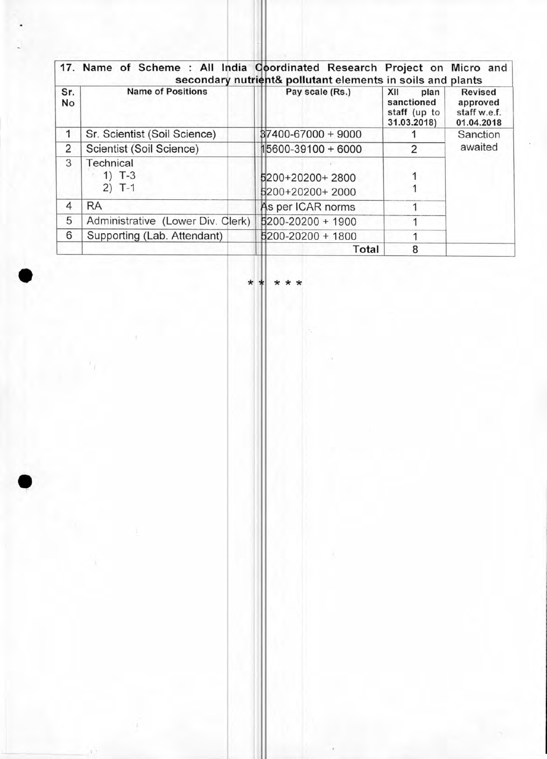**17. Name of Scheme : All India Coordinated Research Project on Micro and secondary nutrient& pollutant elements in soils and plants**

| Sr. No | Name of Positions | Pay scale (Rs.) | XII plan sanctioned staff (up to 31.03.2018) | Revised approved staff w.e.f. 01.04.2018 |
|---|---|---|---|---|
| 1 | Sr. Scientist (Soil Science) | 37400-67000 + 9000 | 1 | Sanction awaited |
| 2 | Scientist (Soil Science) | 15600-39100 + 6000 | 2 | |
| 3 | Technical<br>1) T-3<br>2) T-1 | <br>5200+20200+ 2800<br>5200+20200+ 2000 | <br>1<br>1 | |
| 4 | RA | As per ICAR norms | 1 | |
| 5 | Administrative (Lower Div. Clerk) | 5200-20200 + 1900 | 1 | |
| 6 | Supporting (Lab. Attendant) | 5200-20200 + 1800 | 1 | |
| | | **Total** | 8 | |

\* \* \* \* \*